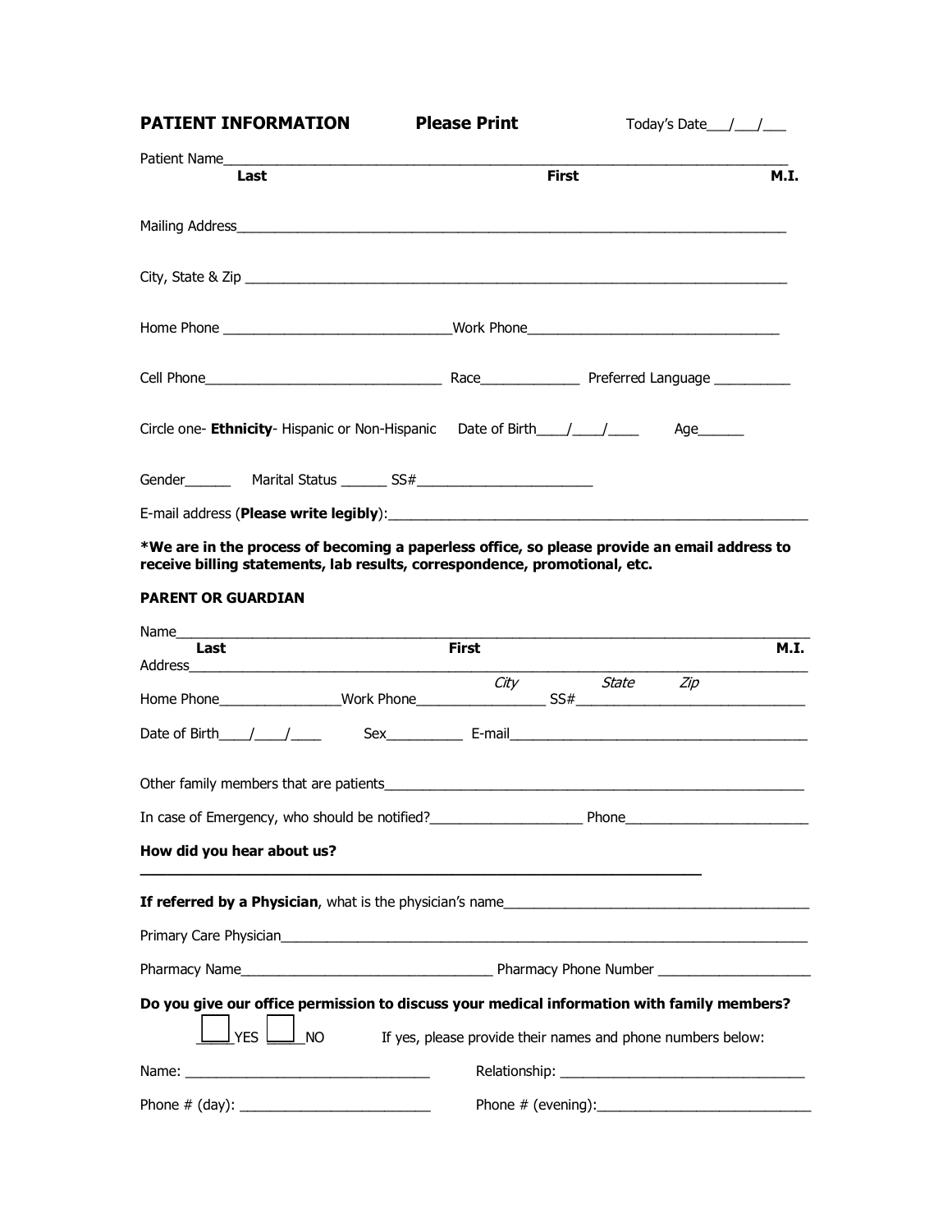**PATIENT INFORMATION** **Please Print** Today's Date___/___/___

Patient Name_______________________________________________________________

Last First M.I.

Mailing Address_______________________________________________________________

City, State & Zip _______________________________________________________________

Home Phone ____________________________Work Phone________________________________

Cell Phone______________________________ Race_____________ Preferred Language __________

Circle one- **Ethnicity**- Hispanic or Non-Hispanic Date of Birth____/____/____ Age______

Gender______ Marital Status ______ SS#______________________

E-mail address (**Please write legibly**):_____________________________________________________

**\*We are in the process of becoming a paperless office, so please provide an email address to receive billing statements, lab results, correspondence, promotional, etc.**

**PARENT OR GUARDIAN**

Name_______________________________________________________________

Last First M.I.

Address_______________________________________________________________

*City* *State* *Zip*

Home Phone________________Work Phone________________ SS#______________________________

Date of Birth____/____/____ Sex__________ E-mail________________________________________

Other family members that are patients________________________________________________________

In case of Emergency, who should be notified?___________________ Phone________________________

**How did you hear about us?**

______________________________________________________________________

**If referred by a Physician**, what is the physician's name________________________________________

Primary Care Physician_______________________________________________________________

Pharmacy Name________________________________ Pharmacy Phone Number ____________________

**Do you give our office permission to discuss your medical information with family members?**

☐ YES ☐ NO If yes, please provide their names and phone numbers below:

Name: _______________________________ Relationship: _______________________________

Phone # (day): ________________________ Phone # (evening):___________________________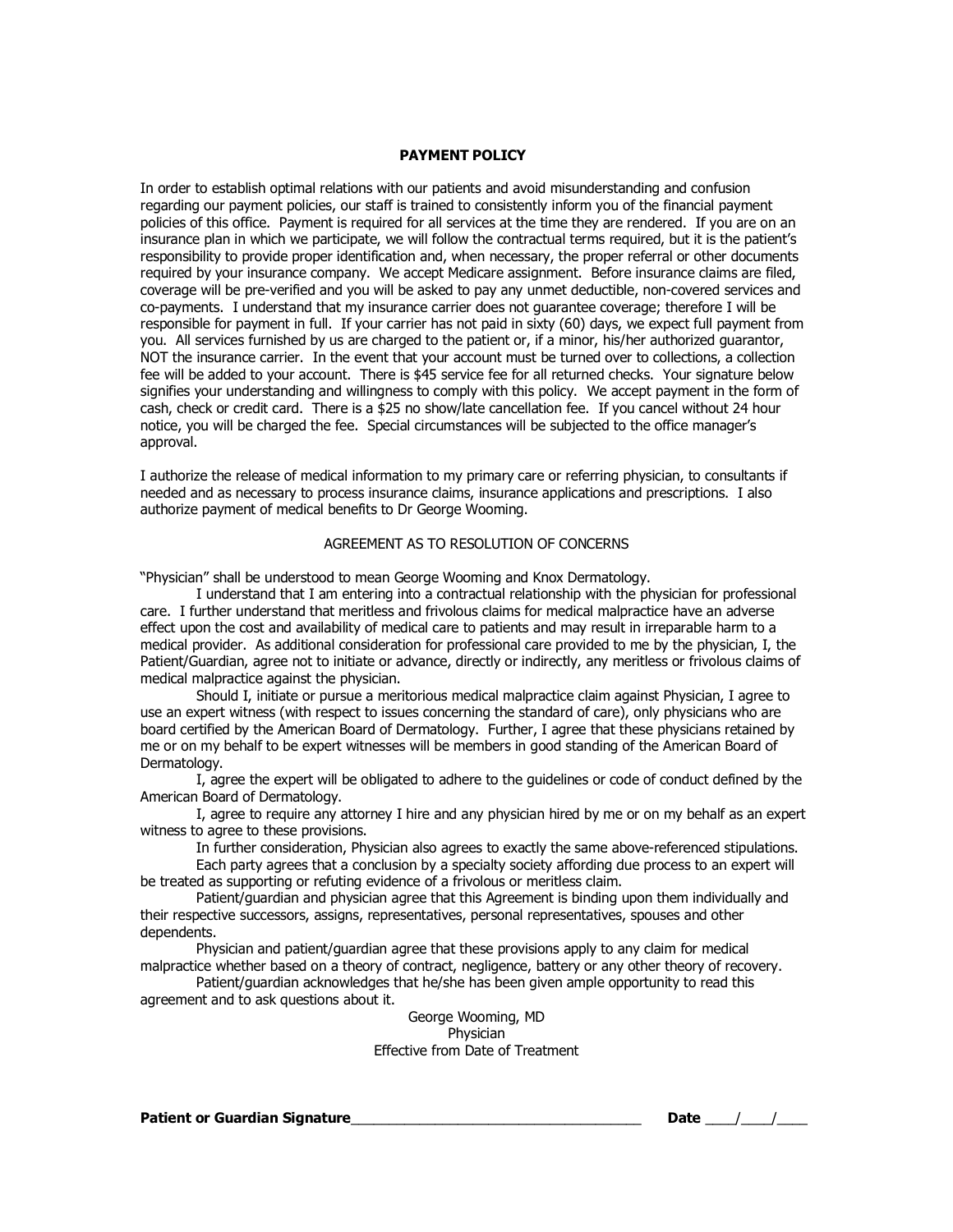## PAYMENT POLICY

In order to establish optimal relations with our patients and avoid misunderstanding and confusion regarding our payment policies, our staff is trained to consistently inform you of the financial payment policies of this office. Payment is required for all services at the time they are rendered. If you are on an insurance plan in which we participate, we will follow the contractual terms required, but it is the patient's responsibility to provide proper identification and, when necessary, the proper referral or other documents required by your insurance company. We accept Medicare assignment. Before insurance claims are filed, coverage will be pre-verified and you will be asked to pay any unmet deductible, non-covered services and co-payments. I understand that my insurance carrier does not guarantee coverage; therefore I will be responsible for payment in full. If your carrier has not paid in sixty (60) days, we expect full payment from you. All services furnished by us are charged to the patient or, if a minor, his/her authorized guarantor, NOT the insurance carrier. In the event that your account must be turned over to collections, a collection fee will be added to your account. There is $45 service fee for all returned checks. Your signature below signifies your understanding and willingness to comply with this policy. We accept payment in the form of cash, check or credit card. There is a $25 no show/late cancellation fee. If you cancel without 24 hour notice, you will be charged the fee. Special circumstances will be subjected to the office manager's approval.

I authorize the release of medical information to my primary care or referring physician, to consultants if needed and as necessary to process insurance claims, insurance applications and prescriptions. I also authorize payment of medical benefits to Dr George Wooming.

AGREEMENT AS TO RESOLUTION OF CONCERNS

"Physician" shall be understood to mean George Wooming and Knox Dermatology.

I understand that I am entering into a contractual relationship with the physician for professional care. I further understand that meritless and frivolous claims for medical malpractice have an adverse effect upon the cost and availability of medical care to patients and may result in irreparable harm to a medical provider. As additional consideration for professional care provided to me by the physician, I, the Patient/Guardian, agree not to initiate or advance, directly or indirectly, any meritless or frivolous claims of medical malpractice against the physician.

Should I, initiate or pursue a meritorious medical malpractice claim against Physician, I agree to use an expert witness (with respect to issues concerning the standard of care), only physicians who are board certified by the American Board of Dermatology. Further, I agree that these physicians retained by me or on my behalf to be expert witnesses will be members in good standing of the American Board of Dermatology.

I, agree the expert will be obligated to adhere to the guidelines or code of conduct defined by the American Board of Dermatology.

I, agree to require any attorney I hire and any physician hired by me or on my behalf as an expert witness to agree to these provisions.

In further consideration, Physician also agrees to exactly the same above-referenced stipulations.

Each party agrees that a conclusion by a specialty society affording due process to an expert will be treated as supporting or refuting evidence of a frivolous or meritless claim.

Patient/guardian and physician agree that this Agreement is binding upon them individually and their respective successors, assigns, representatives, personal representatives, spouses and other dependents.

Physician and patient/guardian agree that these provisions apply to any claim for medical malpractice whether based on a theory of contract, negligence, battery or any other theory of recovery.

Patient/guardian acknowledges that he/she has been given ample opportunity to read this agreement and to ask questions about it.

George Wooming, MD
Physician
Effective from Date of Treatment

**Patient or Guardian Signature**___________________________________ **Date** ____/____/____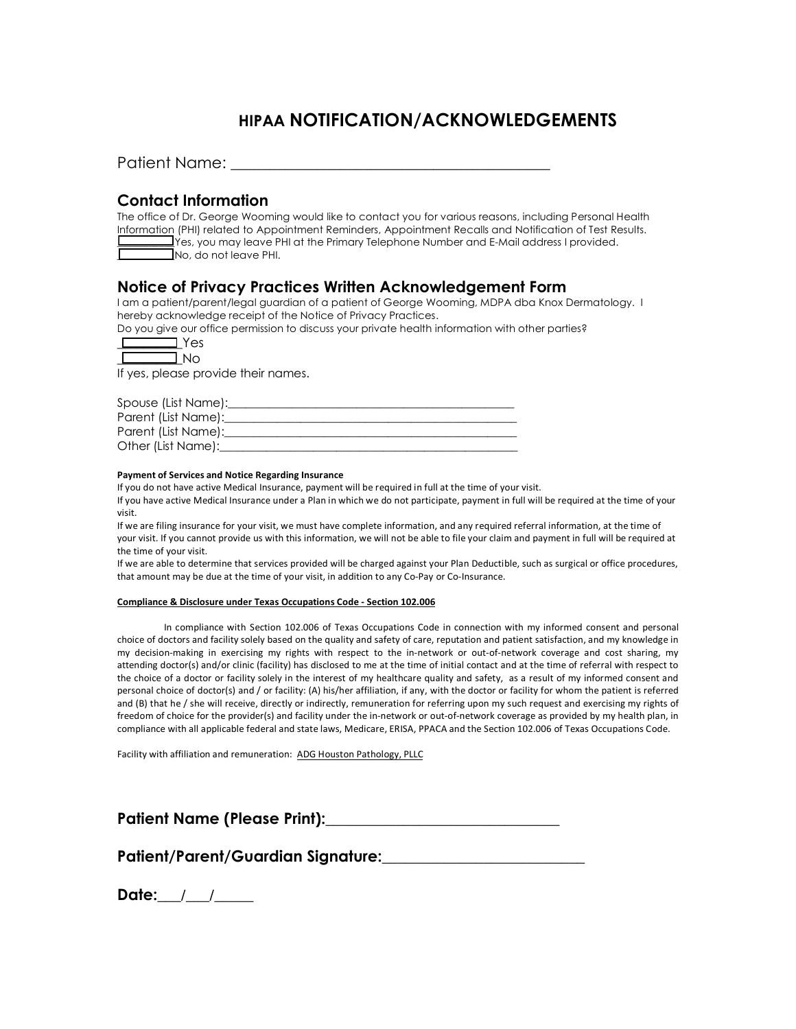# HIPAA NOTIFICATION/ACKNOWLEDGEMENTS

Patient Name: ___________________________________________

## Contact Information

The office of Dr. George Wooming would like to contact you for various reasons, including Personal Health Information (PHI) related to Appointment Reminders, Appointment Recalls and Notification of Test Results.

☐ Yes, you may leave PHI at the Primary Telephone Number and E-Mail address I provided.

☐ No, do not leave PHI.

## Notice of Privacy Practices Written Acknowledgement Form

I am a patient/parent/legal guardian of a patient of George Wooming, MDPA dba Knox Dermatology. I hereby acknowledge receipt of the Notice of Privacy Practices.

Do you give our office permission to discuss your private health information with other parties?

☐ Yes

☐ No

If yes, please provide their names.

Spouse (List Name):_____________________________________________

Parent (List Name):_____________________________________________

Parent (List Name):_____________________________________________

Other (List Name):______________________________________________

**Payment of Services and Notice Regarding Insurance**

If you do not have active Medical Insurance, payment will be required in full at the time of your visit.

If you have active Medical Insurance under a Plan in which we do not participate, payment in full will be required at the time of your visit.

If we are filing insurance for your visit, we must have complete information, and any required referral information, at the time of your visit. If you cannot provide us with this information, we will not be able to file your claim and payment in full will be required at the time of your visit.

If we are able to determine that services provided will be charged against your Plan Deductible, such as surgical or office procedures, that amount may be due at the time of your visit, in addition to any Co-Pay or Co-Insurance.

**Compliance & Disclosure under Texas Occupations Code - Section 102.006**

In compliance with Section 102.006 of Texas Occupations Code in connection with my informed consent and personal choice of doctors and facility solely based on the quality and safety of care, reputation and patient satisfaction, and my knowledge in my decision-making in exercising my rights with respect to the in-network or out-of-network coverage and cost sharing, my attending doctor(s) and/or clinic (facility) has disclosed to me at the time of initial contact and at the time of referral with respect to the choice of a doctor or facility solely in the interest of my healthcare quality and safety, as a result of my informed consent and personal choice of doctor(s) and / or facility: (A) his/her affiliation, if any, with the doctor or facility for whom the patient is referred and (B) that he / she will receive, directly or indirectly, remuneration for referring upon my such request and exercising my rights of freedom of choice for the provider(s) and facility under the in-network or out-of-network coverage as provided by my health plan, in compliance with all applicable federal and state laws, Medicare, ERISA, PPACA and the Section 102.006 of Texas Occupations Code.

Facility with affiliation and remuneration: ADG Houston Pathology, PLLC

**Patient Name (Please Print):**_______________________________

**Patient/Parent/Guardian Signature:**__________________________

**Date:**___/___/_____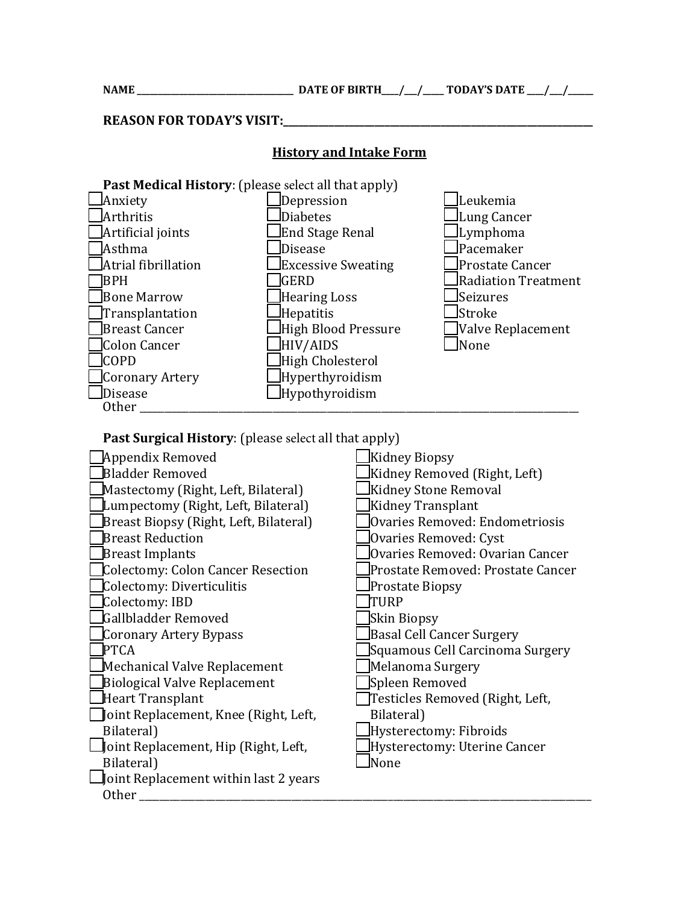**NAME \_\_\_\_\_\_\_\_\_\_\_\_\_\_\_\_\_\_\_\_\_\_\_\_\_\_\_\_\_\_\_\_\_\_ DATE OF BIRTH\_\_\_\_/\_\_\_/\_\_\_\_\_ TODAY'S DATE \_\_\_\_/\_\_\_/\_\_\_\_\_\_**

**REASON FOR TODAY'S VISIT:\_\_\_\_\_\_\_\_\_\_\_\_\_\_\_\_\_\_\_\_\_\_\_\_\_\_\_\_\_\_\_\_\_\_\_\_\_\_\_\_\_\_\_\_\_\_\_\_\_\_\_\_\_\_\_\_\_\_\_\_\_\_\_\_\_**

## History and Intake Form

**Past Medical History**: (please select all that apply)

- ☐ Anxiety
- ☐ Arthritis
- ☐ Artificial joints
- ☐ Asthma
- ☐ Atrial fibrillation
- ☐ BPH
- ☐ Bone Marrow Transplantation
- ☐ Breast Cancer
- ☐ Colon Cancer
- ☐ COPD
- ☐ Coronary Artery Disease
- ☐ Depression
- ☐ Diabetes
- ☐ End Stage Renal Disease
- ☐ Excessive Sweating
- ☐ GERD
- ☐ Hearing Loss
- ☐ Hepatitis
- ☐ High Blood Pressure
- ☐ HIV/AIDS
- ☐ High Cholesterol
- ☐ Hyperthyroidism
- ☐ Hypothyroidism
- ☐ Leukemia
- ☐ Lung Cancer
- ☐ Lymphoma
- ☐ Pacemaker
- ☐ Prostate Cancer
- ☐ Radiation Treatment
- ☐ Seizures
- ☐ Stroke
- ☐ Valve Replacement
- ☐ None

Other \_\_\_\_\_\_\_\_\_\_\_\_\_\_\_\_\_\_\_\_\_\_\_\_\_\_\_\_\_\_\_\_\_\_\_\_\_\_\_\_\_\_\_\_\_\_\_\_\_\_\_\_\_\_\_\_\_\_\_\_\_\_\_\_\_\_\_\_\_\_\_\_\_\_\_\_\_\_\_\_\_\_

**Past Surgical History**: (please select all that apply)

- ☐ Appendix Removed
- ☐ Bladder Removed
- ☐ Mastectomy (Right, Left, Bilateral)
- ☐ Lumpectomy (Right, Left, Bilateral)
- ☐ Breast Biopsy (Right, Left, Bilateral)
- ☐ Breast Reduction
- ☐ Breast Implants
- ☐ Colectomy: Colon Cancer Resection
- ☐ Colectomy: Diverticulitis
- ☐ Colectomy: IBD
- ☐ Gallbladder Removed
- ☐ Coronary Artery Bypass
- ☐ PTCA
- ☐ Mechanical Valve Replacement
- ☐ Biological Valve Replacement
- ☐ Heart Transplant
- ☐ Joint Replacement, Knee (Right, Left, Bilateral)
- ☐ Joint Replacement, Hip (Right, Left, Bilateral)
- ☐ Joint Replacement within last 2 years
- ☐ Kidney Biopsy
- ☐ Kidney Removed (Right, Left)
- ☐ Kidney Stone Removal
- ☐ Kidney Transplant
- ☐ Ovaries Removed: Endometriosis
- ☐ Ovaries Removed: Cyst
- ☐ Ovaries Removed: Ovarian Cancer
- ☐ Prostate Removed: Prostate Cancer
- ☐ Prostate Biopsy
- ☐ TURP
- ☐ Skin Biopsy
- ☐ Basal Cell Cancer Surgery
- ☐ Squamous Cell Carcinoma Surgery
- ☐ Melanoma Surgery
- ☐ Spleen Removed
- ☐ Testicles Removed (Right, Left, Bilateral)
- ☐ Hysterectomy: Fibroids
- ☐ Hysterectomy: Uterine Cancer
- ☐ None

Other \_\_\_\_\_\_\_\_\_\_\_\_\_\_\_\_\_\_\_\_\_\_\_\_\_\_\_\_\_\_\_\_\_\_\_\_\_\_\_\_\_\_\_\_\_\_\_\_\_\_\_\_\_\_\_\_\_\_\_\_\_\_\_\_\_\_\_\_\_\_\_\_\_\_\_\_\_\_\_\_\_\_\_\_\_\_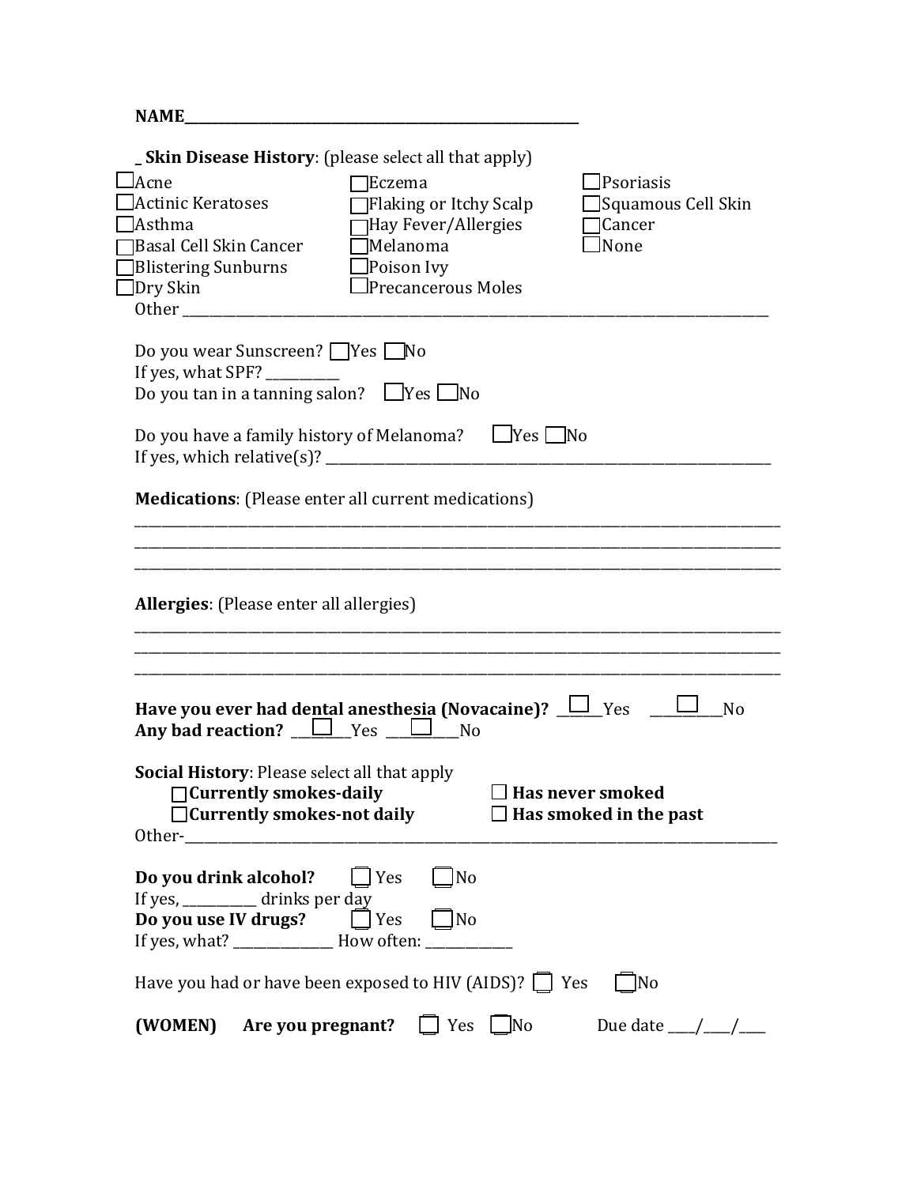**NAME**_______________________________________________

_ **Skin Disease History**: (please select all that apply)

☐Acne
☐Actinic Keratoses
☐Asthma
☐Basal Cell Skin Cancer
☐Blistering Sunburns
☐Dry Skin
☐Eczema
☐Flaking or Itchy Scalp
☐Hay Fever/Allergies
☐Melanoma
☐Poison Ivy
☐Precancerous Moles
☐Psoriasis
☐Squamous Cell Skin
☐Cancer
☐None

Other ___________________________________________________________________________

Do you wear Sunscreen? ☐Yes ☐No
If yes, what SPF? __________
Do you tan in a tanning salon? ☐Yes ☐No

Do you have a family history of Melanoma? ☐Yes ☐No
If yes, which relative(s)? ________________________________________________________

**Medications**: (Please enter all current medications)

___________________________________________________________________________________
___________________________________________________________________________________
___________________________________________________________________________________

**Allergies**: (Please enter all allergies)

___________________________________________________________________________________
___________________________________________________________________________________
___________________________________________________________________________________

**Have you ever had dental anesthesia (Novacaine)?** ___☐___Yes _____☐_____No
**Any bad reaction?** ___☐___Yes _____☐_____No

**Social History**: Please select all that apply

☐**Currently smokes-daily**
☐**Currently smokes-not daily**
☐ **Has never smoked**
☐ **Has smoked in the past**

Other-____________________________________________________________________________

**Do you drink alcohol?** ☐ Yes ☐No
If yes, __________ drinks per day
**Do you use IV drugs?** ☐ Yes ☐No
If yes, what? ______________ How often: ____________

Have you had or have been exposed to HIV (AIDS)? ☐ Yes ☐No

**(WOMEN) Are you pregnant?** ☐ Yes ☐No Due date ___/___/___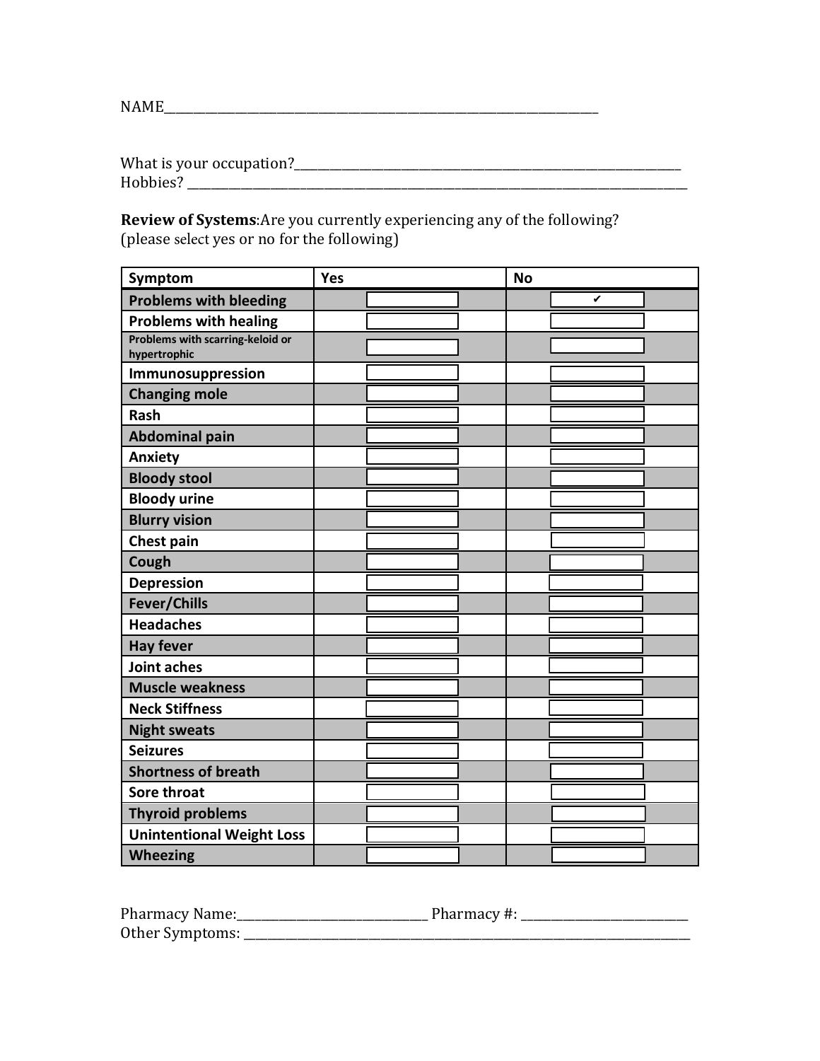NAME_______________________________________________________________________

What is your occupation?_________________________________________________________

Hobbies? ______________________________________________________________________

**Review of Systems**:Are you currently experiencing any of the following?
(please select yes or no for the following)

| Symptom | Yes | No |
|---|---|---|
| **Problems with bleeding** | ☐ | ✔ |
| **Problems with healing** | ☐ | ☐ |
| **Problems with scarring-keloid or hypertrophic** | ☐ | ☐ |
| **Immunosuppression** | ☐ | ☐ |
| **Changing mole** | ☐ | ☐ |
| **Rash** | ☐ | ☐ |
| **Abdominal pain** | ☐ | ☐ |
| **Anxiety** | ☐ | ☐ |
| **Bloody stool** | ☐ | ☐ |
| **Bloody urine** | ☐ | ☐ |
| **Blurry vision** | ☐ | ☐ |
| **Chest pain** | ☐ | ☐ |
| **Cough** | ☐ | ☐ |
| **Depression** | ☐ | ☐ |
| **Fever/Chills** | ☐ | ☐ |
| **Headaches** | ☐ | ☐ |
| **Hay fever** | ☐ | ☐ |
| **Joint aches** | ☐ | ☐ |
| **Muscle weakness** | ☐ | ☐ |
| **Neck Stiffness** | ☐ | ☐ |
| **Night sweats** | ☐ | ☐ |
| **Seizures** | ☐ | ☐ |
| **Shortness of breath** | ☐ | ☐ |
| **Sore throat** | ☐ | ☐ |
| **Thyroid problems** | ☐ | ☐ |
| **Unintentional Weight Loss** | ☐ | ☐ |
| **Wheezing** | ☐ | ☐ |

Pharmacy Name:_____________________________ Pharmacy #: _________________________

Other Symptoms: ______________________________________________________________________